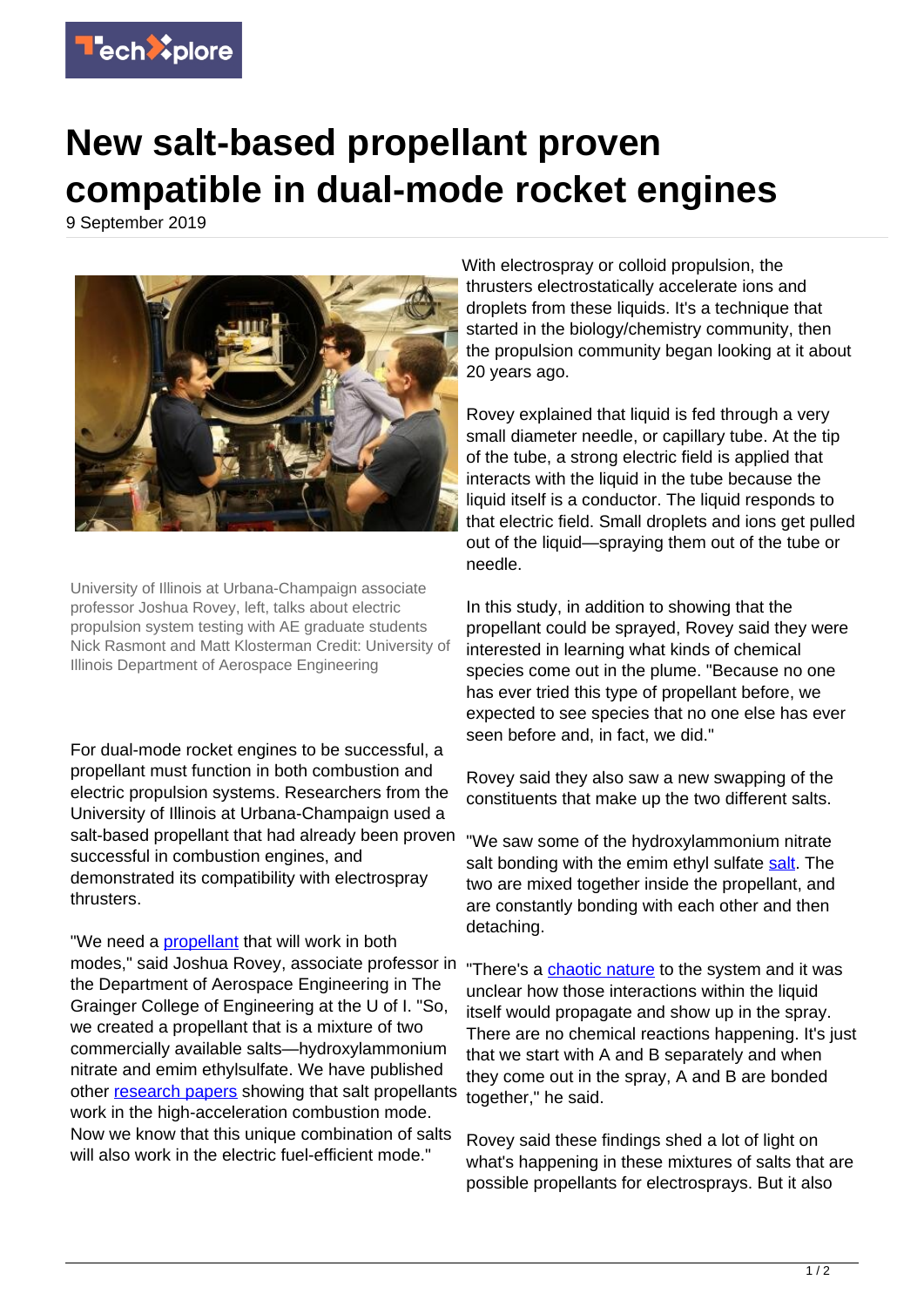# New salt-based propellant proven compatible in dual-mode rocket engines

9 September 2019

University of Illinois at Urbana-Champaign associate professor Joshua Rovey, left, talks about electric propulsion system testing with AE graduate students Nick Rasmont and Matt Klosterman Credit: University of Illinois Department of Aerospace Engineering

For dual-mode rocket engines to be successful, a propellant must function in both combustion and electric propulsion systems. Researchers from the University of Illinois at Urbana-Champaign used a salt-based propellant that had already been proven successful in combustion engines, and demonstrated its compatibility with electrospray thrusters.

"We need a propellant that will work in both modes," said Joshua Rovey, associate professor in the Department of Aerospace Engineering in The Grainger College of Engineering at the U of I. "So, we created a propellant that is a mixture of two commercially available salts—hydroxylammonium nitrate and emim ethylsulfate. We have published other research papers showing that salt propellants work in the high-acceleration combustion mode. Now we know that this unique combination of salts will also work in the electric fuel-efficient mode."

With electrospray or colloid propulsion, the thrusters electrostatically accelerate ions and droplets from these liquids. It's a technique that started in the biology/chemistry community, then the propulsion community began looking at it about 20 years ago.

Rovey explained that liquid is fed through a very small diameter needle, or capillary tube. At the tip of the tube, a strong electric field is applied that interacts with the liquid in the tube because the liquid itself is a conductor. The liquid responds to that electric field. Small droplets and ions get pulled out of the liquid—spraying them out of the tube or needle.

In this study, in addition to showing that the propellant could be sprayed, Rovey said they were interested in learning what kinds of chemical species come out in the plume. "Because no one has ever tried this type of propellant before, we expected to see species that no one else has ever seen before and, in fact, we did."

Rovey said they also saw a new swapping of the constituents that make up the two different salts.

"We saw some of the hydroxylammonium nitrate salt bonding with the emim ethyl sulfate salt. The two are mixed together inside the propellant, and are constantly bonding with each other and then detaching.

"There's a chaotic nature to the system and it was unclear how those interactions within the liquid itself would propagate and show up in the spray. There are no chemical reactions happening. It's just that we start with A and B separately and when they come out in the spray, A and B are bonded together," he said.

Rovey said these findings shed a lot of light on what's happening in these mixtures of salts that are possible propellants for electrosprays. But it also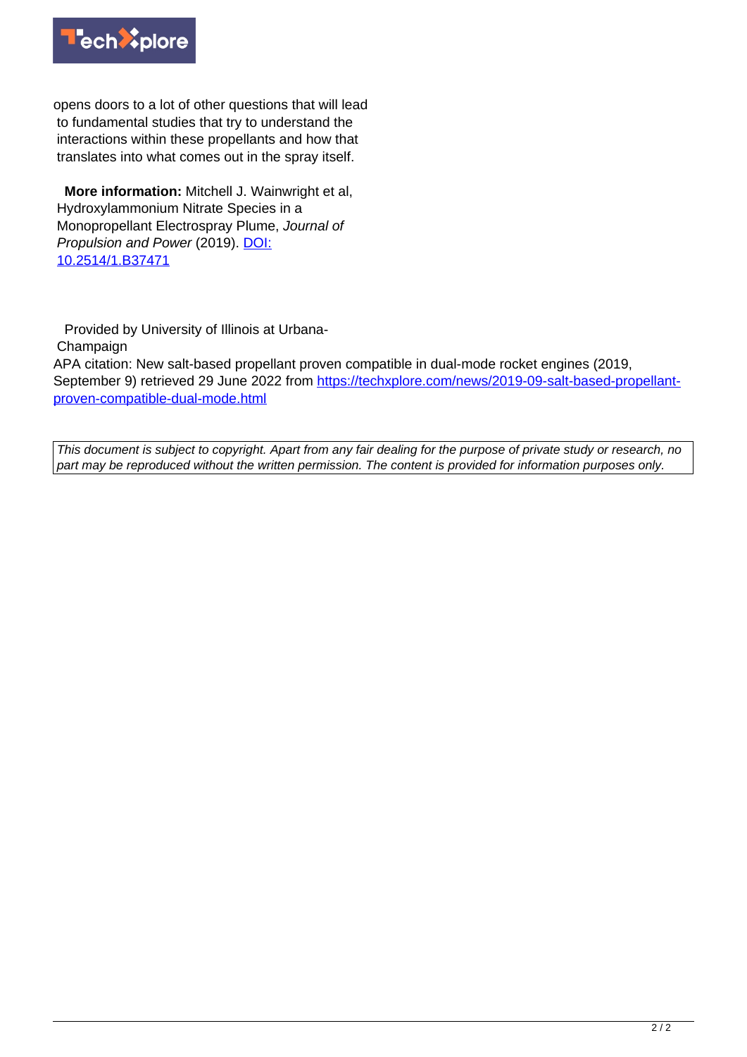opens doors to a lot of other questions that will lead to fundamental studies that try to understand the interactions within these propellants and how that translates into what comes out in the spray itself.

**More information:** Mitchell J. Wainwright et al, Hydroxylammonium Nitrate Species in a Monopropellant Electrospray Plume, *Journal of Propulsion and Power* (2019). [DOI: 10.2514/1.B37471](https://doi.org/10.2514/1.B37471)

Provided by University of Illinois at Urbana-Champaign

APA citation: New salt-based propellant proven compatible in dual-mode rocket engines (2019, September 9) retrieved 29 June 2022 from [https://techxplore.com/news/2019-09-salt-based-propellant-proven-compatible-dual-mode.html](https://techxplore.com/news/2019-09-salt-based-propellant-proven-compatible-dual-mode.html)

*This document is subject to copyright. Apart from any fair dealing for the purpose of private study or research, no part may be reproduced without the written permission. The content is provided for information purposes only.*